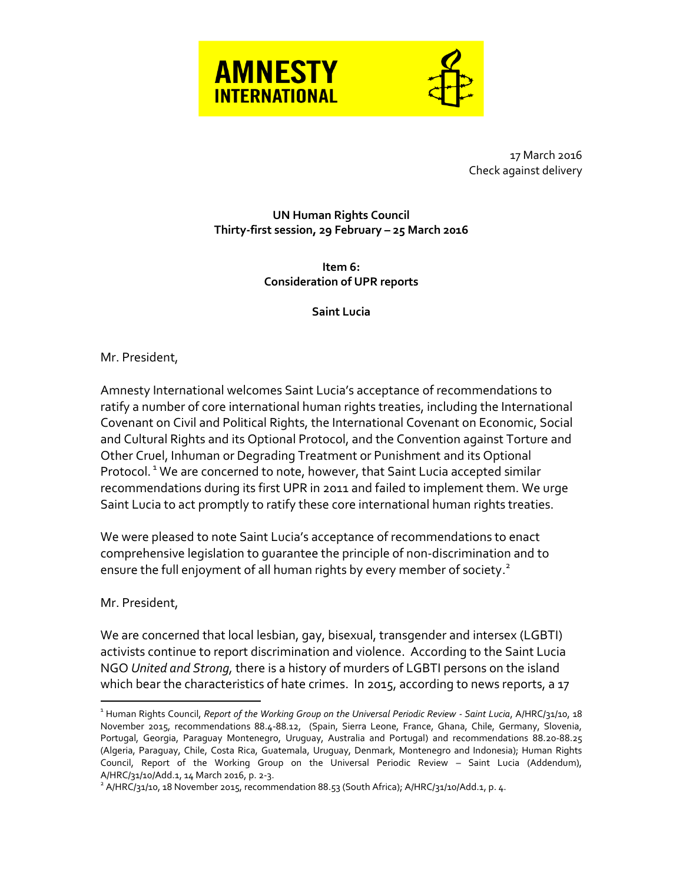**AMNESTY INTERNATIONAL**

17 March 2016
Check against delivery

**UN Human Rights Council**
**Thirty-first session, 29 February – 25 March 2016**

**Item 6:**
**Consideration of UPR reports**

**Saint Lucia**

Mr. President,

Amnesty International welcomes Saint Lucia's acceptance of recommendations to ratify a number of core international human rights treaties, including the International Covenant on Civil and Political Rights, the International Covenant on Economic, Social and Cultural Rights and its Optional Protocol, and the Convention against Torture and Other Cruel, Inhuman or Degrading Treatment or Punishment and its Optional Protocol.[1] We are concerned to note, however, that Saint Lucia accepted similar recommendations during its first UPR in 2011 and failed to implement them. We urge Saint Lucia to act promptly to ratify these core international human rights treaties.

We were pleased to note Saint Lucia's acceptance of recommendations to enact comprehensive legislation to guarantee the principle of non-discrimination and to ensure the full enjoyment of all human rights by every member of society.[2]

Mr. President,

We are concerned that local lesbian, gay, bisexual, transgender and intersex (LGBTI) activists continue to report discrimination and violence. According to the Saint Lucia NGO *United and Strong,* there is a history of murders of LGBTI persons on the island which bear the characteristics of hate crimes. In 2015, according to news reports, a 17

---

[1] Human Rights Council, *Report of the Working Group on the Universal Periodic Review - Saint Lucia*, A/HRC/31/10, 18 November 2015, recommendations 88.4-88.12, (Spain, Sierra Leone, France, Ghana, Chile, Germany, Slovenia, Portugal, Georgia, Paraguay Montenegro, Uruguay, Australia and Portugal) and recommendations 88.20-88.25 (Algeria, Paraguay, Chile, Costa Rica, Guatemala, Uruguay, Denmark, Montenegro and Indonesia); Human Rights Council, Report of the Working Group on the Universal Periodic Review – Saint Lucia (Addendum), A/HRC/31/10/Add.1, 14 March 2016, p. 2-3.

[2] A/HRC/31/10, 18 November 2015, recommendation 88.53 (South Africa); A/HRC/31/10/Add.1, p. 4.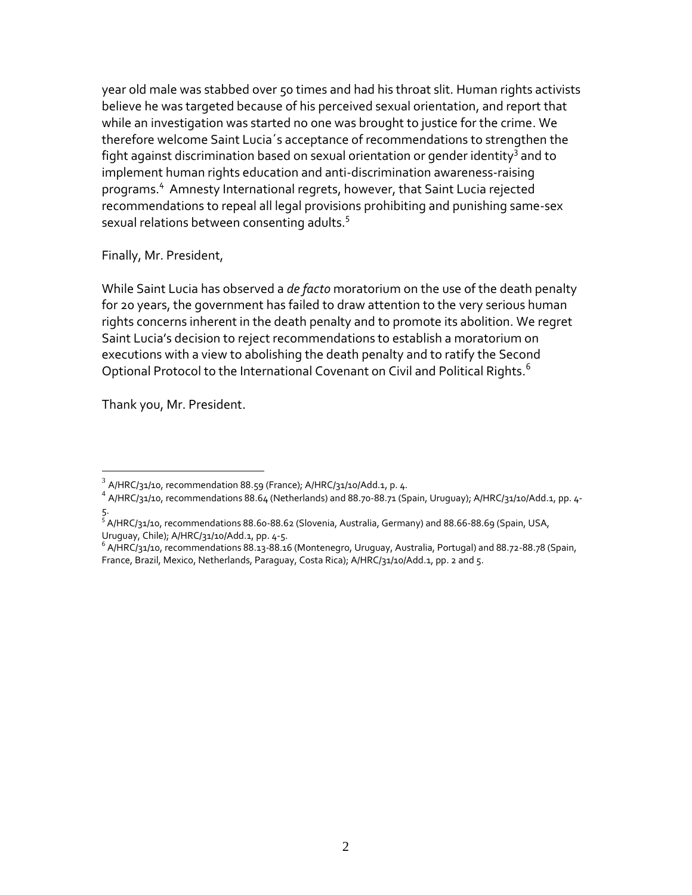year old male was stabbed over 50 times and had his throat slit. Human rights activists believe he was targeted because of his perceived sexual orientation, and report that while an investigation was started no one was brought to justice for the crime. We therefore welcome Saint Lucia´s acceptance of recommendations to strengthen the fight against discrimination based on sexual orientation or gender identity[3] and to implement human rights education and anti-discrimination awareness-raising programs.[4] Amnesty International regrets, however, that Saint Lucia rejected recommendations to repeal all legal provisions prohibiting and punishing same-sex sexual relations between consenting adults.[5]

Finally, Mr. President,

While Saint Lucia has observed a *de facto* moratorium on the use of the death penalty for 20 years, the government has failed to draw attention to the very serious human rights concerns inherent in the death penalty and to promote its abolition. We regret Saint Lucia's decision to reject recommendations to establish a moratorium on executions with a view to abolishing the death penalty and to ratify the Second Optional Protocol to the International Covenant on Civil and Political Rights.[6]

Thank you, Mr. President.

---

[3] A/HRC/31/10, recommendation 88.59 (France); A/HRC/31/10/Add.1, p. 4.

[4] A/HRC/31/10, recommendations 88.64 (Netherlands) and 88.70-88.71 (Spain, Uruguay); A/HRC/31/10/Add.1, pp. 4-5.

[5] A/HRC/31/10, recommendations 88.60-88.62 (Slovenia, Australia, Germany) and 88.66-88.69 (Spain, USA, Uruguay, Chile); A/HRC/31/10/Add.1, pp. 4-5.

[6] A/HRC/31/10, recommendations 88.13-88.16 (Montenegro, Uruguay, Australia, Portugal) and 88.72-88.78 (Spain, France, Brazil, Mexico, Netherlands, Paraguay, Costa Rica); A/HRC/31/10/Add.1, pp. 2 and 5.